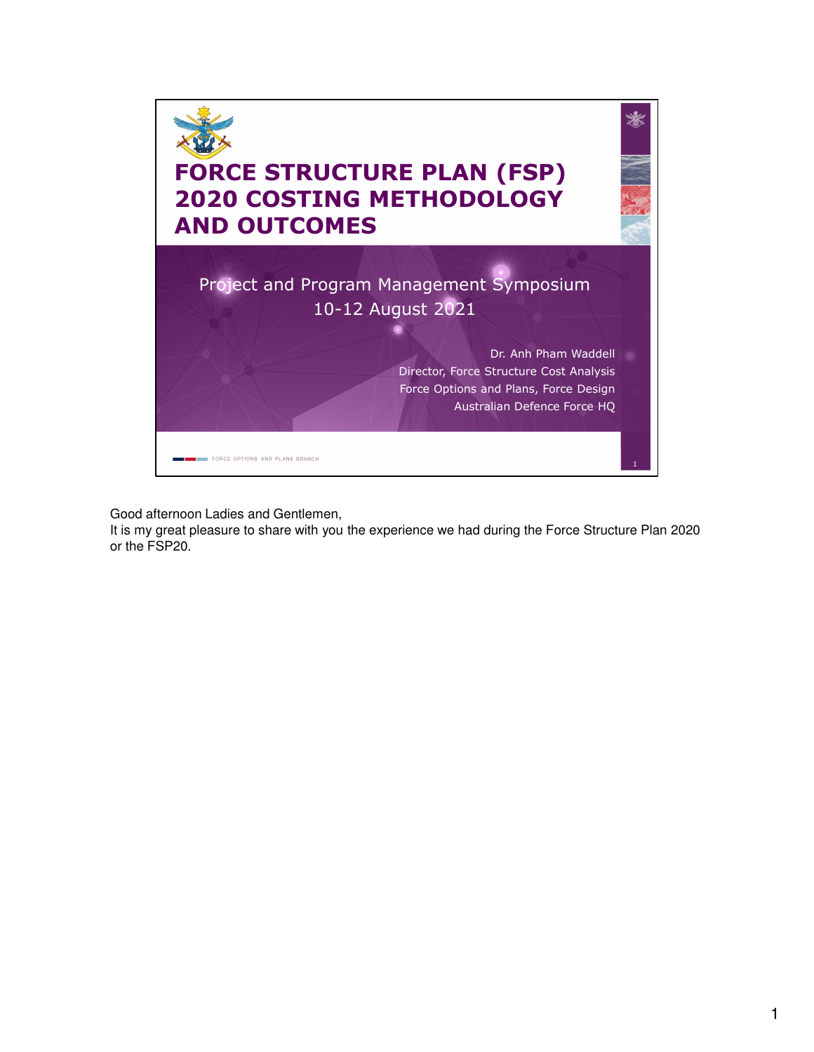# FORCE STRUCTURE PLAN (FSP) 2020 COSTING METHODOLOGY AND OUTCOMES

Project and Program Management Symposium
10-12 August 2021

Dr. Anh Pham Waddell
Director, Force Structure Cost Analysis
Force Options and Plans, Force Design
Australian Defence Force HQ

FORCE OPTIONS AND PLANS BRANCH

Good afternoon Ladies and Gentlemen,
It is my great pleasure to share with you the experience we had during the Force Structure Plan 2020 or the FSP20.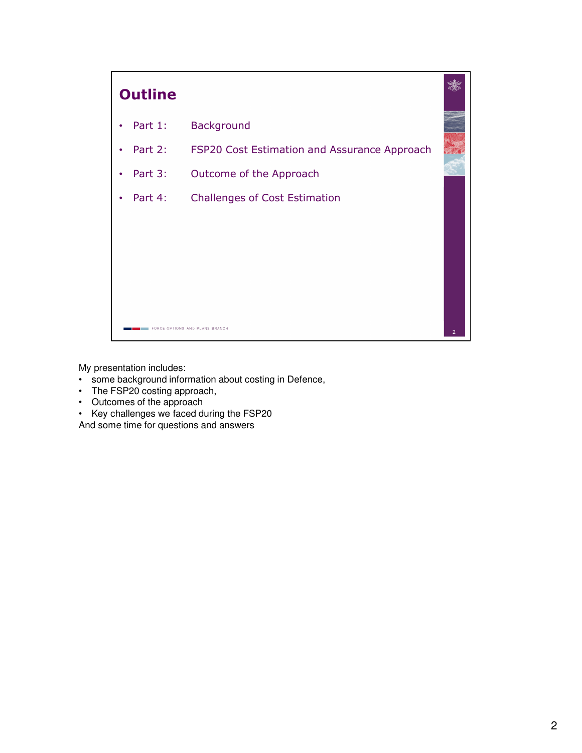## Outline

- Part 1: Background
- Part 2: FSP20 Cost Estimation and Assurance Approach
- Part 3: Outcome of the Approach
- Part 4: Challenges of Cost Estimation

FORCE OPTIONS AND PLANS BRANCH

My presentation includes:

- some background information about costing in Defence,
- The FSP20 costing approach,
- Outcomes of the approach
- Key challenges we faced during the FSP20

And some time for questions and answers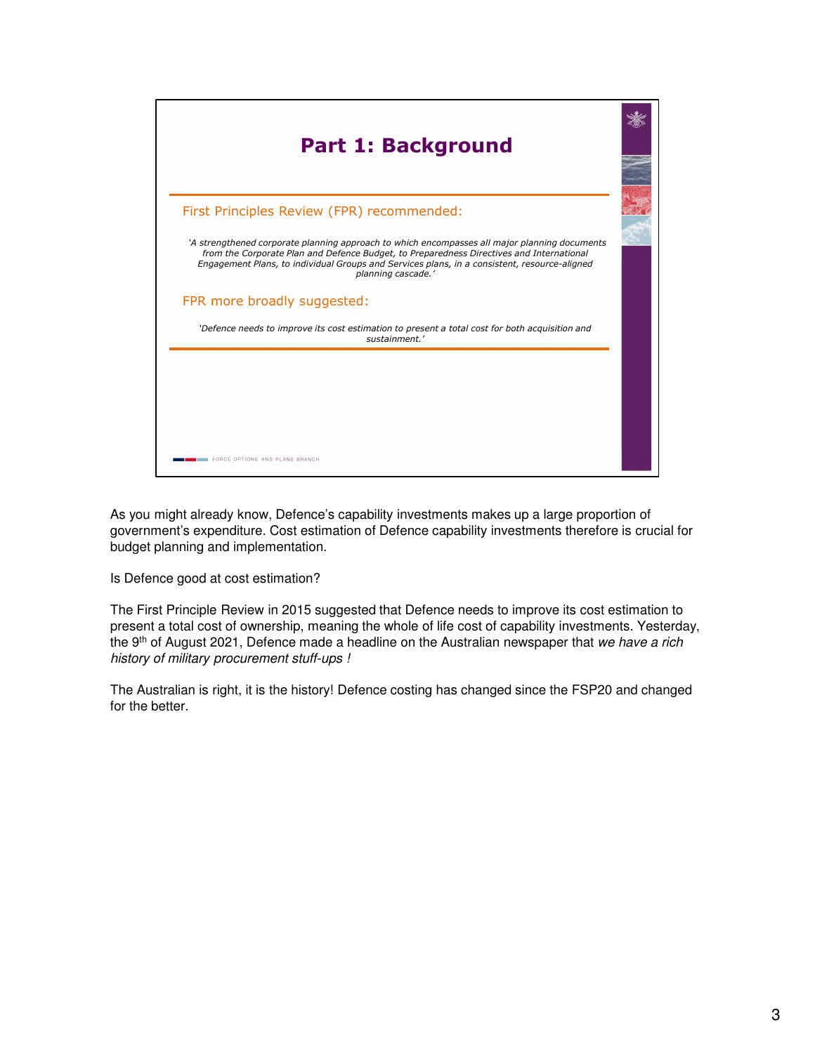## Part 1: Background

First Principles Review (FPR) recommended:

*'A strengthened corporate planning approach to which encompasses all major planning documents from the Corporate Plan and Defence Budget, to Preparedness Directives and International Engagement Plans, to individual Groups and Services plans, in a consistent, resource-aligned planning cascade.'*

FPR more broadly suggested:

*'Defence needs to improve its cost estimation to present a total cost for both acquisition and sustainment.'*

FORCE OPTIONS AND PLANS BRANCH

As you might already know, Defence's capability investments makes up a large proportion of government's expenditure. Cost estimation of Defence capability investments therefore is crucial for budget planning and implementation.

Is Defence good at cost estimation?

The First Principle Review in 2015 suggested that Defence needs to improve its cost estimation to present a total cost of ownership, meaning the whole of life cost of capability investments. Yesterday, the 9th of August 2021, Defence made a headline on the Australian newspaper that *we have a rich history of military procurement stuff-ups !*

The Australian is right, it is the history! Defence costing has changed since the FSP20 and changed for the better.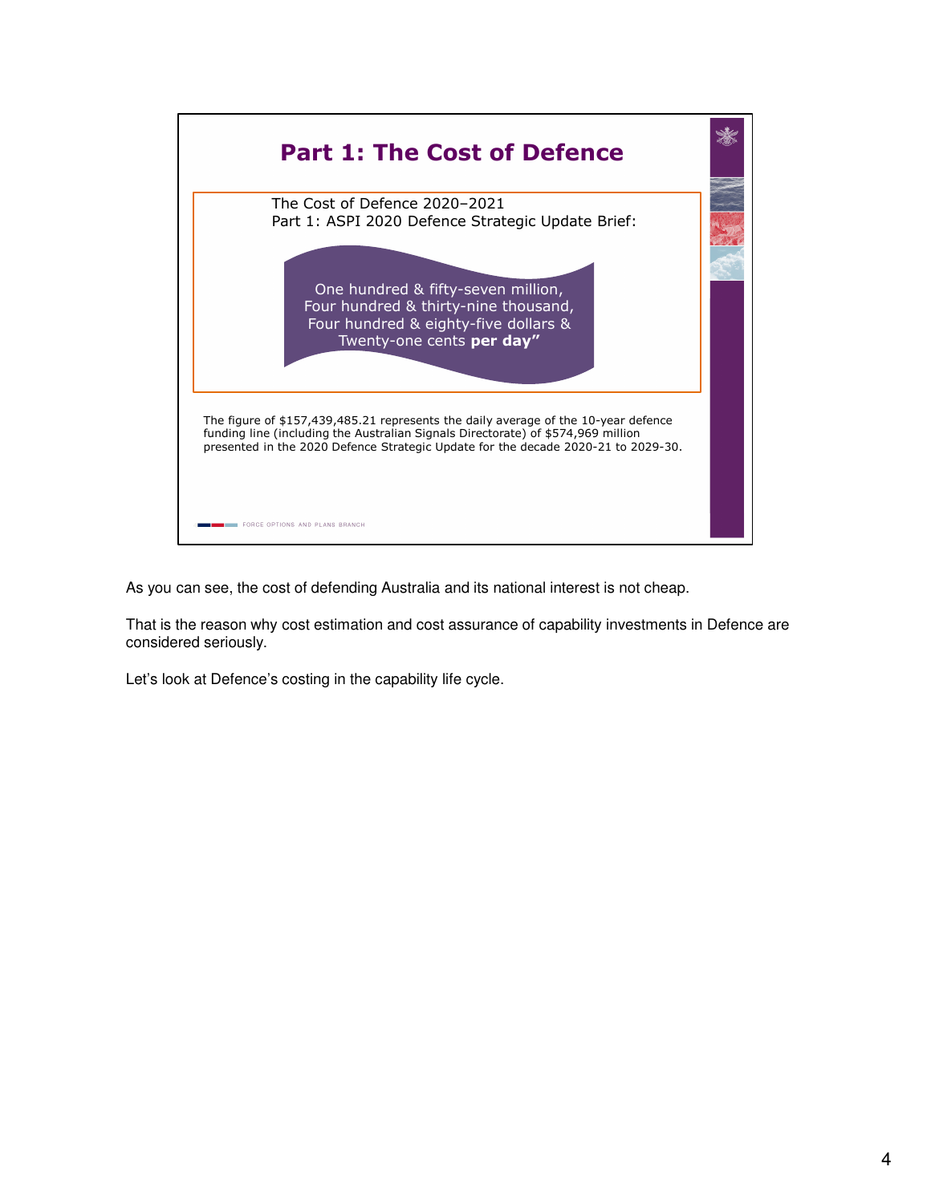## Part 1: The Cost of Defence

The Cost of Defence 2020–2021
Part 1: ASPI 2020 Defence Strategic Update Brief:

One hundred & fifty-seven million,
Four hundred & thirty-nine thousand,
Four hundred & eighty-five dollars &
Twenty-one cents **per day"**

The figure of $157,439,485.21 represents the daily average of the 10-year defence funding line (including the Australian Signals Directorate) of $574,969 million presented in the 2020 Defence Strategic Update for the decade 2020-21 to 2029-30.

FORCE OPTIONS AND PLANS BRANCH

As you can see, the cost of defending Australia and its national interest is not cheap.

That is the reason why cost estimation and cost assurance of capability investments in Defence are considered seriously.

Let's look at Defence's costing in the capability life cycle.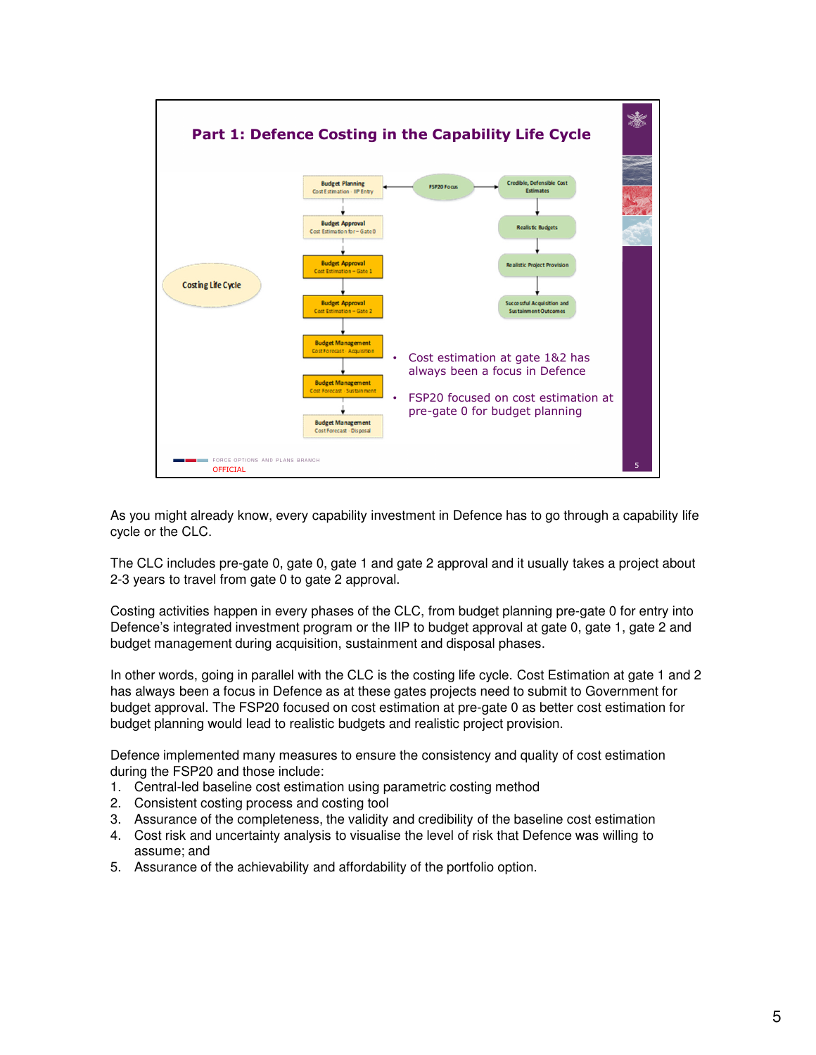## Part 1: Defence Costing in the Capability Life Cycle

Costing Life Cycle

- Budget Planning — Cost Estimation · IIP Entry
- Budget Approval — Cost Estimation for – Gate 0
- Budget Approval — Cost Estimation – Gate 1
- Budget Approval — Cost Estimation – Gate 2
- Budget Management — Cost Forecast · Acquisition
- Budget Management — Cost Forecast · Sustainment
- Budget Management — Cost Forecast · Disposal

FSP20 Focus → Credible, Defensible Cost Estimates → Realistic Budgets → Realistic Project Provision → Successful Acquisition and Sustainment Outcomes

- Cost estimation at gate 1&2 has always been a focus in Defence
- FSP20 focused on cost estimation at pre-gate 0 for budget planning

FORCE OPTIONS AND PLANS BRANCH

OFFICIAL

As you might already know, every capability investment in Defence has to go through a capability life cycle or the CLC.

The CLC includes pre-gate 0, gate 0, gate 1 and gate 2 approval and it usually takes a project about 2-3 years to travel from gate 0 to gate 2 approval.

Costing activities happen in every phases of the CLC, from budget planning pre-gate 0 for entry into Defence's integrated investment program or the IIP to budget approval at gate 0, gate 1, gate 2 and budget management during acquisition, sustainment and disposal phases.

In other words, going in parallel with the CLC is the costing life cycle. Cost Estimation at gate 1 and 2 has always been a focus in Defence as at these gates projects need to submit to Government for budget approval. The FSP20 focused on cost estimation at pre-gate 0 as better cost estimation for budget planning would lead to realistic budgets and realistic project provision.

Defence implemented many measures to ensure the consistency and quality of cost estimation during the FSP20 and those include:

1. Central-led baseline cost estimation using parametric costing method
2. Consistent costing process and costing tool
3. Assurance of the completeness, the validity and credibility of the baseline cost estimation
4. Cost risk and uncertainty analysis to visualise the level of risk that Defence was willing to assume; and
5. Assurance of the achievability and affordability of the portfolio option.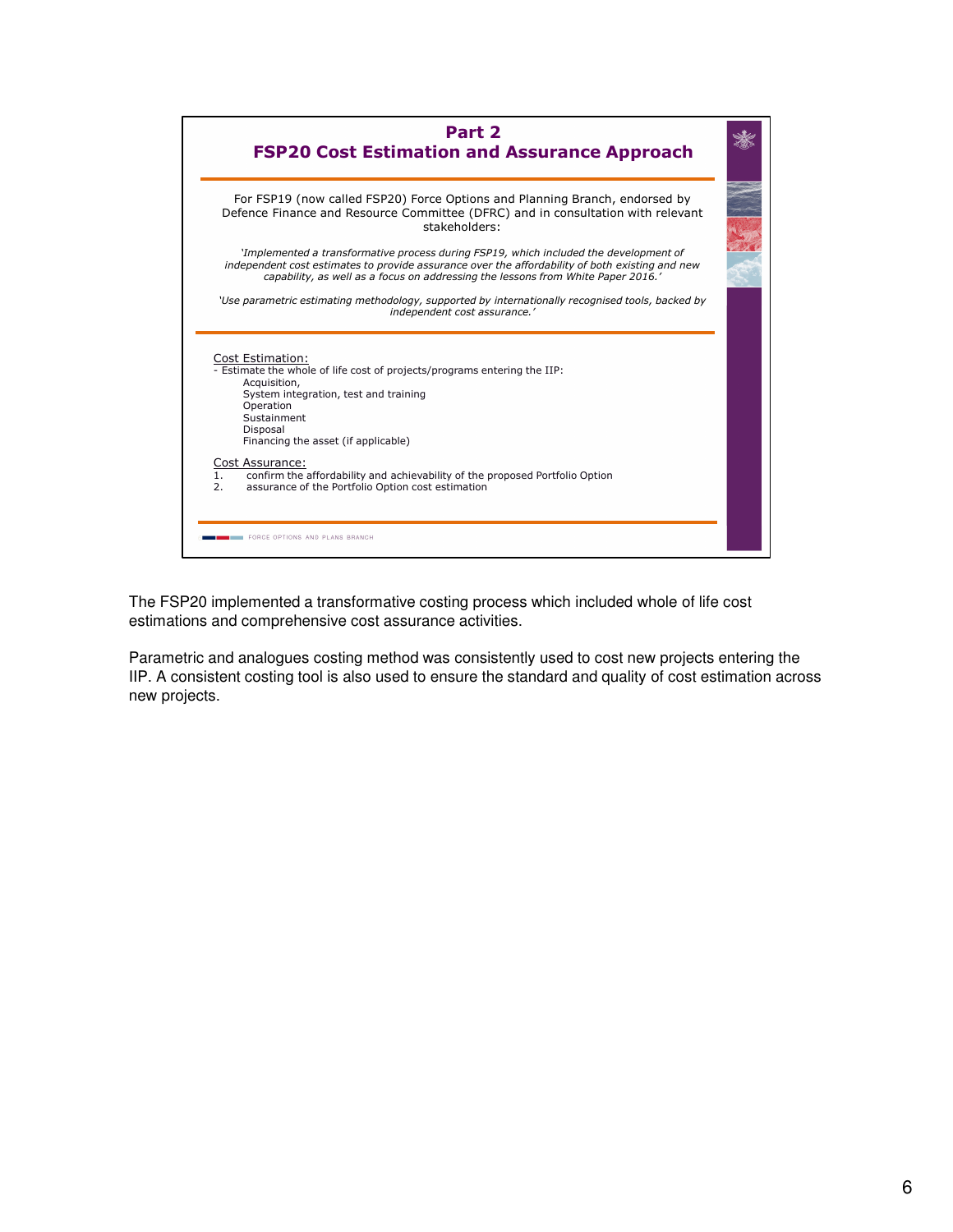## Part 2
## FSP20 Cost Estimation and Assurance Approach

For FSP19 (now called FSP20) Force Options and Planning Branch, endorsed by Defence Finance and Resource Committee (DFRC) and in consultation with relevant stakeholders:

*'Implemented a transformative process during FSP19, which included the development of independent cost estimates to provide assurance over the affordability of both existing and new capability, as well as a focus on addressing the lessons from White Paper 2016.'*

*'Use parametric estimating methodology, supported by internationally recognised tools, backed by independent cost assurance.'*

Cost Estimation:

- Estimate the whole of life cost of projects/programs entering the IIP:
  - Acquisition,
  - System integration, test and training
  - Operation
  - Sustainment
  - Disposal
  - Financing the asset (if applicable)

Cost Assurance:

1. confirm the affordability and achievability of the proposed Portfolio Option
2. assurance of the Portfolio Option cost estimation

FORCE OPTIONS AND PLANS BRANCH

The FSP20 implemented a transformative costing process which included whole of life cost estimations and comprehensive cost assurance activities.

Parametric and analogues costing method was consistently used to cost new projects entering the IIP. A consistent costing tool is also used to ensure the standard and quality of cost estimation across new projects.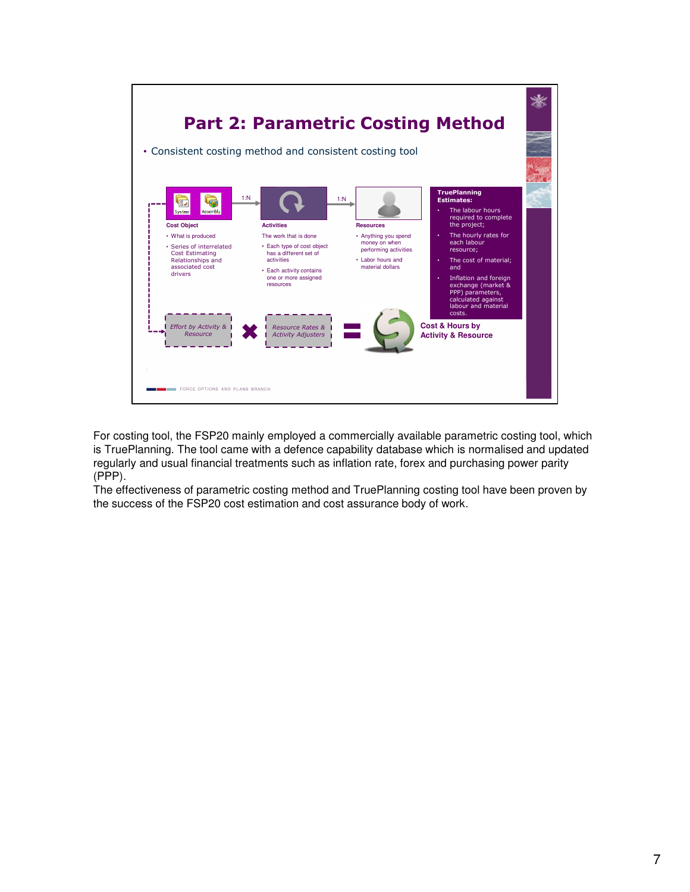## Part 2: Parametric Costing Method

- Consistent costing method and consistent costing tool

**Cost Object**

- What is produced
- Series of interrelated Cost Estimating Relationships and associated cost drivers

**Activities**

The work that is done

- Each type of cost object has a different set of activities
- Each activity contains one or more assigned resources

**Resources**

- Anything you spend money on when performing activities
- Labor hours and material dollars

**TruePlanning Estimates:**

- The labour hours required to complete the project;
- The hourly rates for each labour resource;
- The cost of material; and
- Inflation and foreign exchange (market & PPP) parameters, calculated against labour and material costs.

*Effort by Activity & Resource* × *Resource Rates & Activity Adjusters* = **Cost & Hours by Activity & Resource**

FORCE OPTIONS AND PLANS BRANCH

For costing tool, the FSP20 mainly employed a commercially available parametric costing tool, which is TruePlanning. The tool came with a defence capability database which is normalised and updated regularly and usual financial treatments such as inflation rate, forex and purchasing power parity (PPP).

The effectiveness of parametric costing method and TruePlanning costing tool have been proven by the success of the FSP20 cost estimation and cost assurance body of work.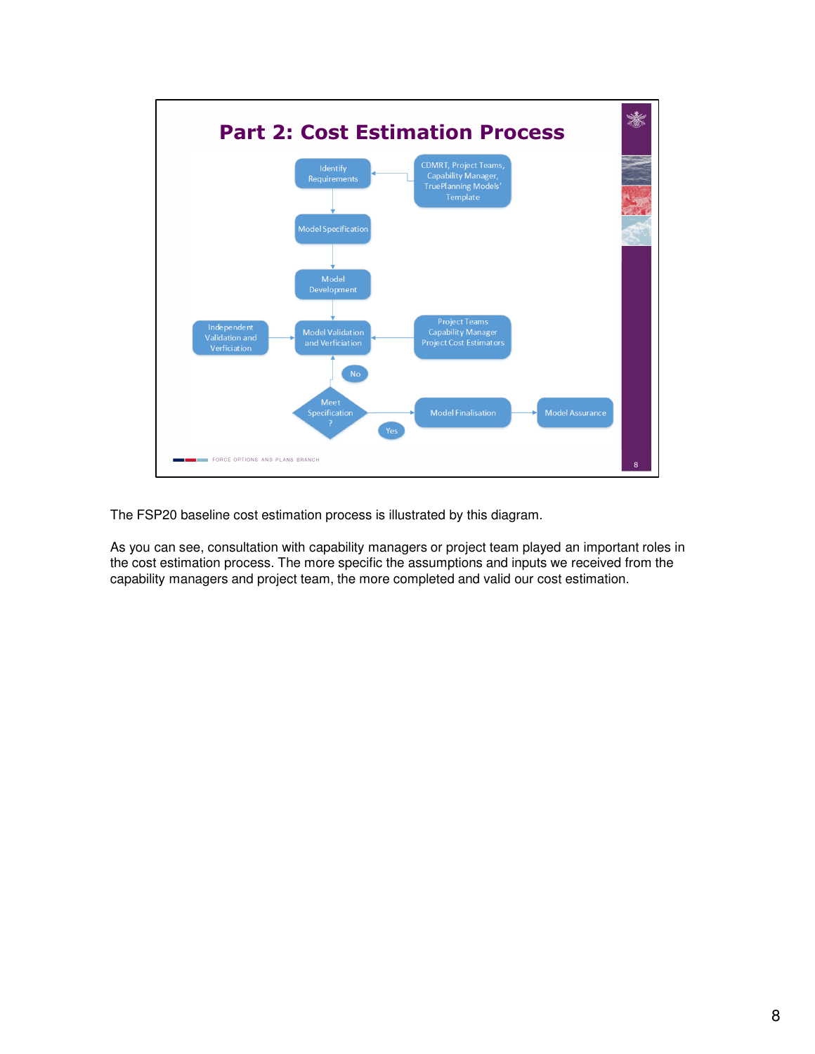## Part 2: Cost Estimation Process

- Identify Requirements ← CDMRT, Project Teams, Capability Manager, TruePlanning Models' Template
- Model Specification
- Model Development
- Model Validation and Verficiation ← Independent Validation and Verficiation; ← Project Teams Capability Manager Project Cost Estimators
- Meet Specification ?
  - No → Model Validation and Verficiation
  - Yes → Model Finalisation → Model Assurance

FORCE OPTIONS AND PLANS BRANCH

The FSP20 baseline cost estimation process is illustrated by this diagram.

As you can see, consultation with capability managers or project team played an important roles in the cost estimation process. The more specific the assumptions and inputs we received from the capability managers and project team, the more completed and valid our cost estimation.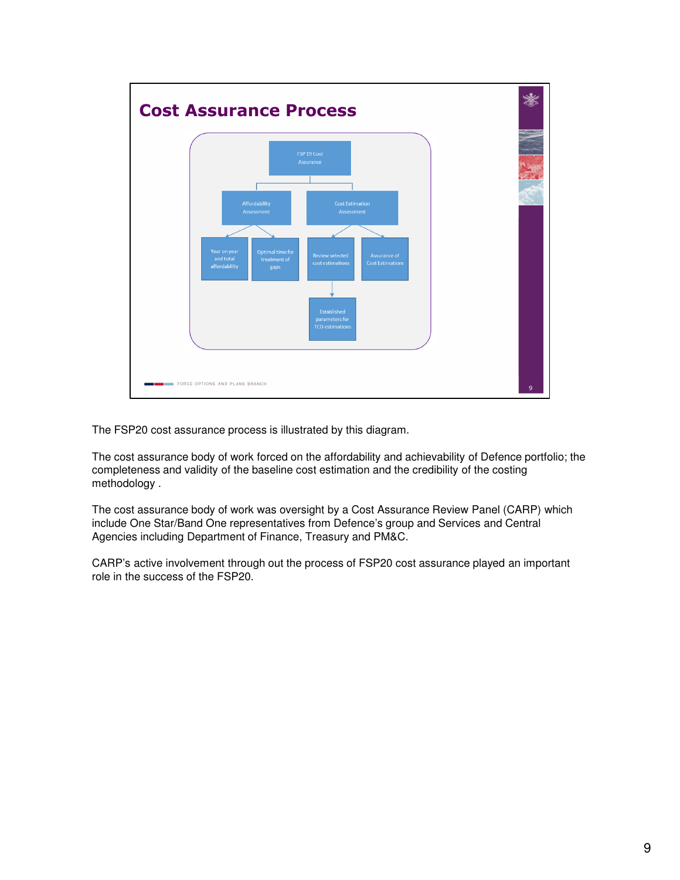## Cost Assurance Process

- FSP 19 Cost Assurance
  - Affordability Assessment
    - Year on year and total affordability
    - Optimal time for treatment of gaps
  - Cost Estimation Assessment
    - Review selected cost estimations
      - Established parameters for TCO estimations
    - Assurance of Cost Estimations

FORCE OPTIONS AND PLANS BRANCH

The FSP20 cost assurance process is illustrated by this diagram.

The cost assurance body of work forced on the affordability and achievability of Defence portfolio; the completeness and validity of the baseline cost estimation and the credibility of the costing methodology .

The cost assurance body of work was oversight by a Cost Assurance Review Panel (CARP) which include One Star/Band One representatives from Defence's group and Services and Central Agencies including Department of Finance, Treasury and PM&C.

CARP's active involvement through out the process of FSP20 cost assurance played an important role in the success of the FSP20.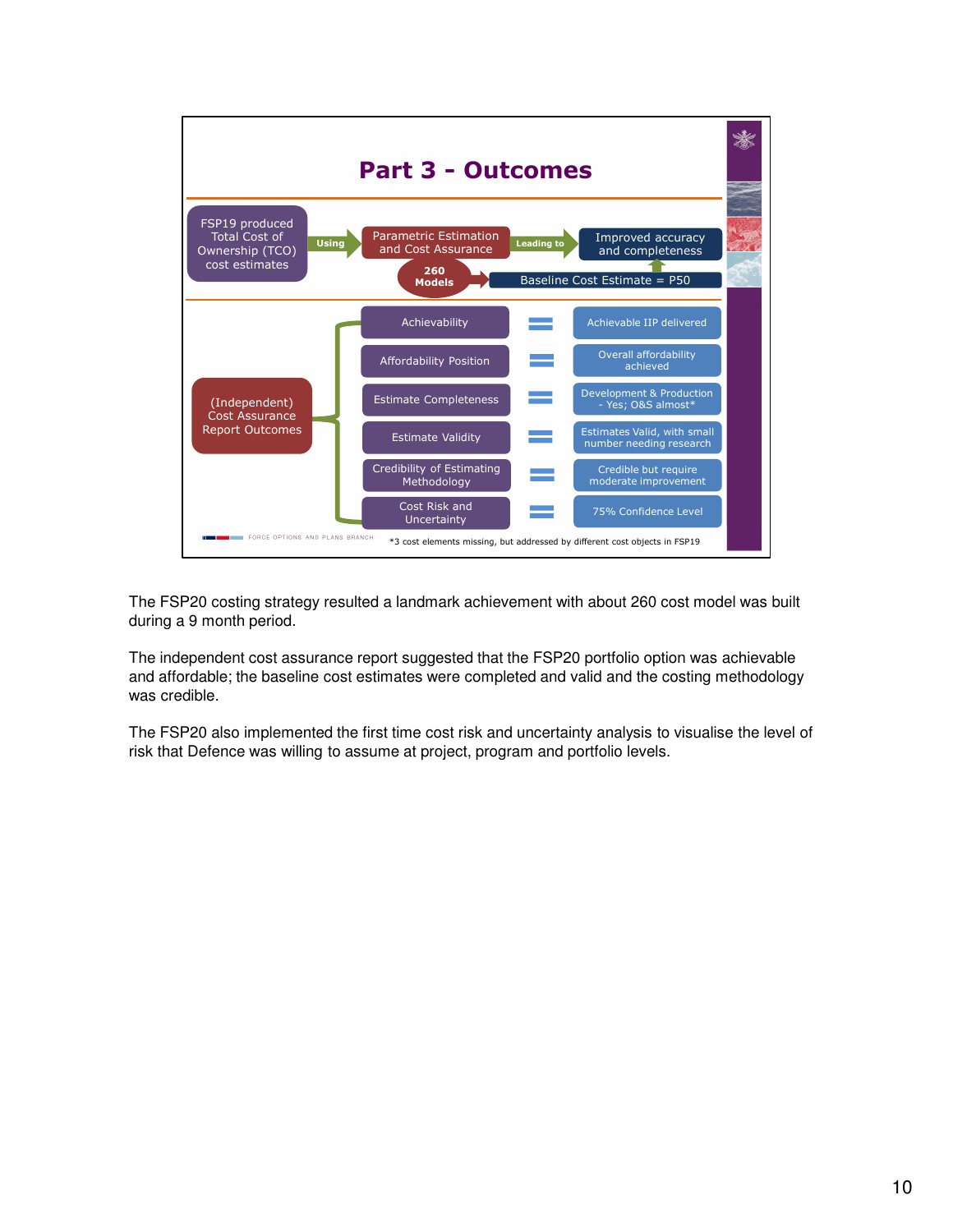## Part 3 - Outcomes

FSP19 produced Total Cost of Ownership (TCO) cost estimates → Using → Parametric Estimation and Cost Assurance (260 Models) → Leading to → Improved accuracy and completeness

Baseline Cost Estimate = P50

(Independent) Cost Assurance Report Outcomes:

| Criterion | | Outcome |
|---|---|---|
| Achievability | = | Achievable IIP delivered |
| Affordability Position | = | Overall affordability achieved |
| Estimate Completeness | = | Development & Production - Yes; O&S almost* |
| Estimate Validity | = | Estimates Valid, with small number needing research |
| Credibility of Estimating Methodology | = | Credible but require moderate improvement |
| Cost Risk and Uncertainty | = | 75% Confidence Level |

*3 cost elements missing, but addressed by different cost objects in FSP19

FORCE OPTIONS AND PLANS BRANCH

The FSP20 costing strategy resulted a landmark achievement with about 260 cost model was built during a 9 month period.

The independent cost assurance report suggested that the FSP20 portfolio option was achievable and affordable; the baseline cost estimates were completed and valid and the costing methodology was credible.

The FSP20 also implemented the first time cost risk and uncertainty analysis to visualise the level of risk that Defence was willing to assume at project, program and portfolio levels.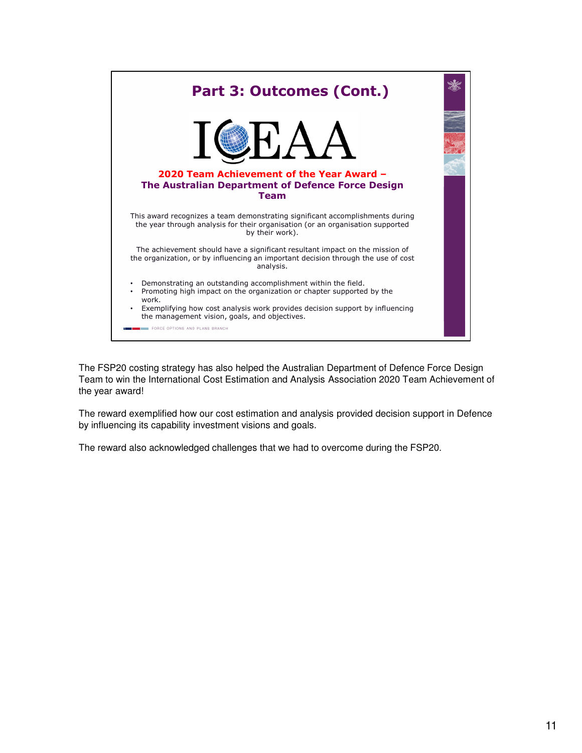## Part 3: Outcomes (Cont.)

ICEAA

**2020 Team Achievement of the Year Award – The Australian Department of Defence Force Design Team**

This award recognizes a team demonstrating significant accomplishments during the year through analysis for their organisation (or an organisation supported by their work).

The achievement should have a significant resultant impact on the mission of the organization, or by influencing an important decision through the use of cost analysis.

- Demonstrating an outstanding accomplishment within the field.
- Promoting high impact on the organization or chapter supported by the work.
- Exemplifying how cost analysis work provides decision support by influencing the management vision, goals, and objectives.

FORCE OPTIONS AND PLANS BRANCH

The FSP20 costing strategy has also helped the Australian Department of Defence Force Design Team to win the International Cost Estimation and Analysis Association 2020 Team Achievement of the year award!

The reward exemplified how our cost estimation and analysis provided decision support in Defence by influencing its capability investment visions and goals.

The reward also acknowledged challenges that we had to overcome during the FSP20.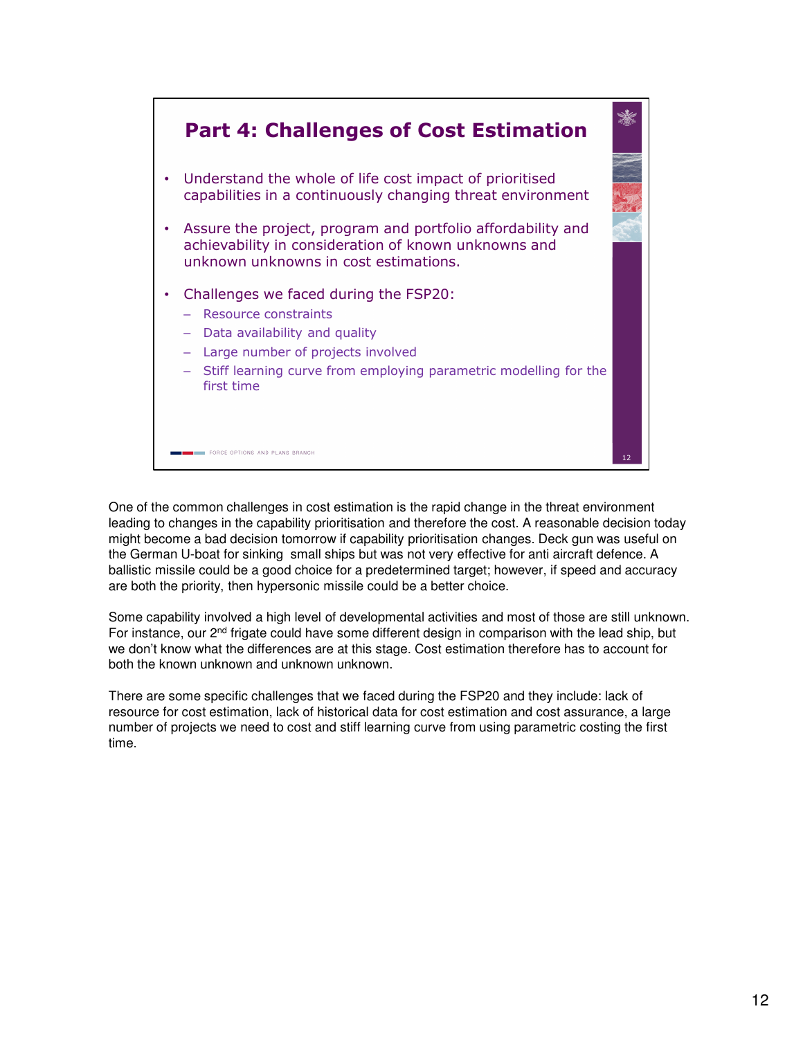## Part 4: Challenges of Cost Estimation

- Understand the whole of life cost impact of prioritised capabilities in a continuously changing threat environment
- Assure the project, program and portfolio affordability and achievability in consideration of known unknowns and unknown unknowns in cost estimations.
- Challenges we faced during the FSP20:
  - Resource constraints
  - Data availability and quality
  - Large number of projects involved
  - Stiff learning curve from employing parametric modelling for the first time

FORCE OPTIONS AND PLANS BRANCH

One of the common challenges in cost estimation is the rapid change in the threat environment leading to changes in the capability prioritisation and therefore the cost. A reasonable decision today might become a bad decision tomorrow if capability prioritisation changes. Deck gun was useful on the German U-boat for sinking small ships but was not very effective for anti aircraft defence. A ballistic missile could be a good choice for a predetermined target; however, if speed and accuracy are both the priority, then hypersonic missile could be a better choice.

Some capability involved a high level of developmental activities and most of those are still unknown. For instance, our 2nd frigate could have some different design in comparison with the lead ship, but we don't know what the differences are at this stage. Cost estimation therefore has to account for both the known unknown and unknown unknown.

There are some specific challenges that we faced during the FSP20 and they include: lack of resource for cost estimation, lack of historical data for cost estimation and cost assurance, a large number of projects we need to cost and stiff learning curve from using parametric costing the first time.